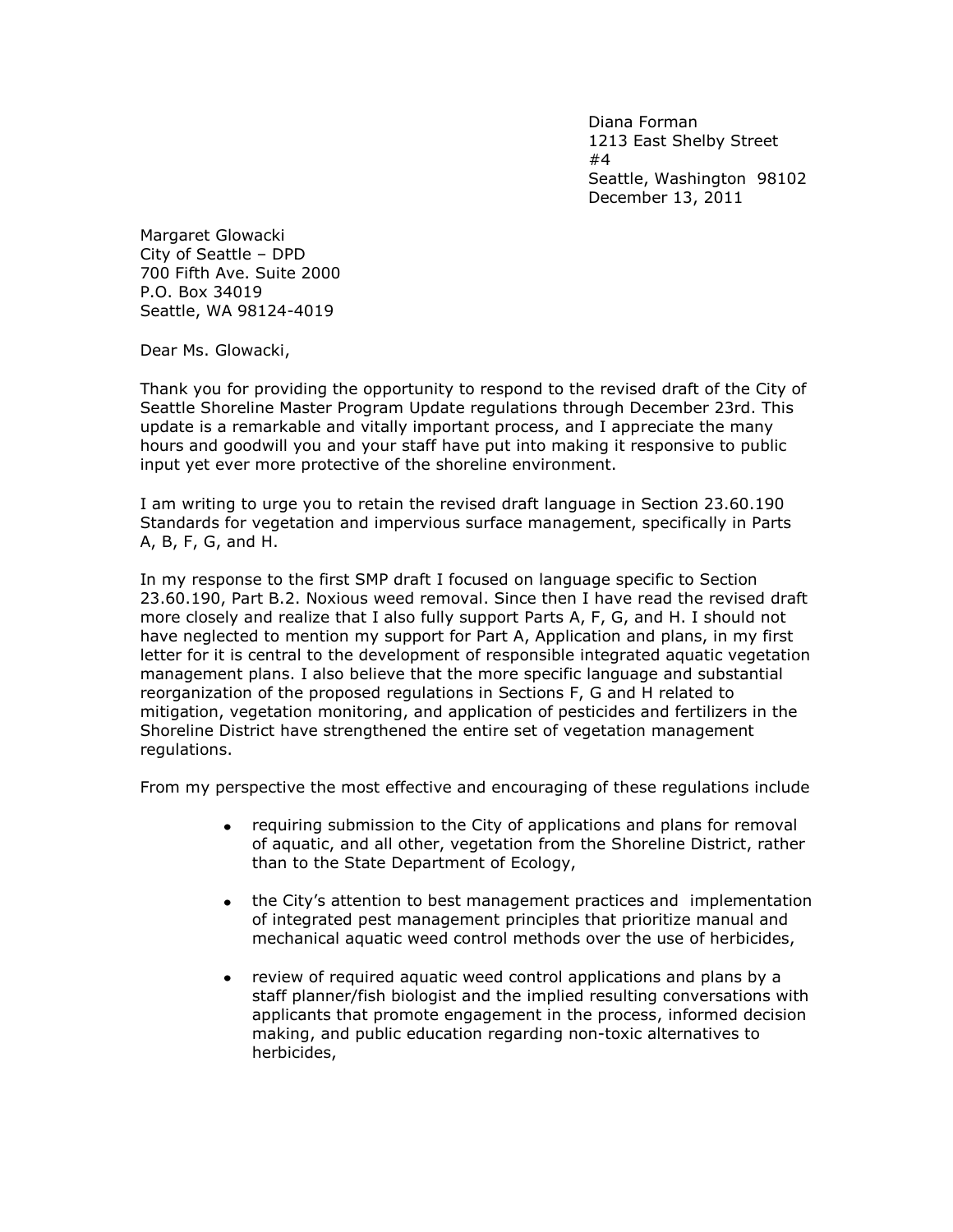Diana Forman
1213 East Shelby Street
#4
Seattle, Washington 98102
December 13, 2011

Margaret Glowacki
City of Seattle – DPD
700 Fifth Ave. Suite 2000
P.O. Box 34019
Seattle, WA 98124-4019

Dear Ms. Glowacki,

Thank you for providing the opportunity to respond to the revised draft of the City of Seattle Shoreline Master Program Update regulations through December 23rd. This update is a remarkable and vitally important process, and I appreciate the many hours and goodwill you and your staff have put into making it responsive to public input yet ever more protective of the shoreline environment.

I am writing to urge you to retain the revised draft language in Section 23.60.190 Standards for vegetation and impervious surface management, specifically in Parts A, B, F, G, and H.

In my response to the first SMP draft I focused on language specific to Section 23.60.190, Part B.2. Noxious weed removal. Since then I have read the revised draft more closely and realize that I also fully support Parts A, F, G, and H. I should not have neglected to mention my support for Part A, Application and plans, in my first letter for it is central to the development of responsible integrated aquatic vegetation management plans. I also believe that the more specific language and substantial reorganization of the proposed regulations in Sections F, G and H related to mitigation, vegetation monitoring, and application of pesticides and fertilizers in the Shoreline District have strengthened the entire set of vegetation management regulations.

From my perspective the most effective and encouraging of these regulations include

- requiring submission to the City of applications and plans for removal of aquatic, and all other, vegetation from the Shoreline District, rather than to the State Department of Ecology,
- the City's attention to best management practices and implementation of integrated pest management principles that prioritize manual and mechanical aquatic weed control methods over the use of herbicides,
- review of required aquatic weed control applications and plans by a staff planner/fish biologist and the implied resulting conversations with applicants that promote engagement in the process, informed decision making, and public education regarding non-toxic alternatives to herbicides,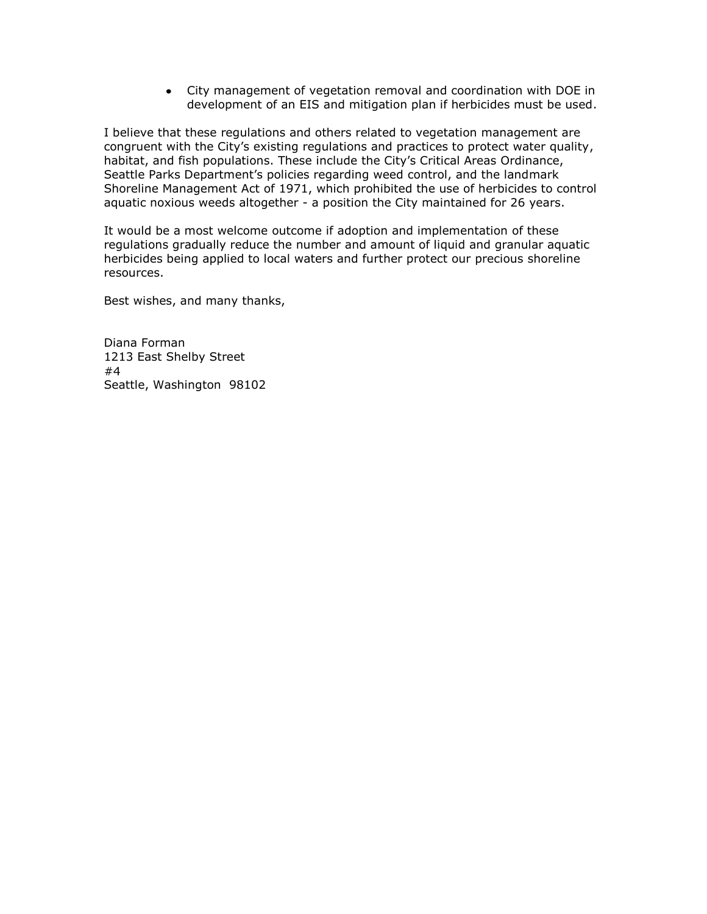- City management of vegetation removal and coordination with DOE in development of an EIS and mitigation plan if herbicides must be used.

I believe that these regulations and others related to vegetation management are congruent with the City's existing regulations and practices to protect water quality, habitat, and fish populations. These include the City's Critical Areas Ordinance, Seattle Parks Department's policies regarding weed control, and the landmark Shoreline Management Act of 1971, which prohibited the use of herbicides to control aquatic noxious weeds altogether - a position the City maintained for 26 years.

It would be a most welcome outcome if adoption and implementation of these regulations gradually reduce the number and amount of liquid and granular aquatic herbicides being applied to local waters and further protect our precious shoreline resources.

Best wishes, and many thanks,

Diana Forman
1213 East Shelby Street
#4
Seattle, Washington 98102